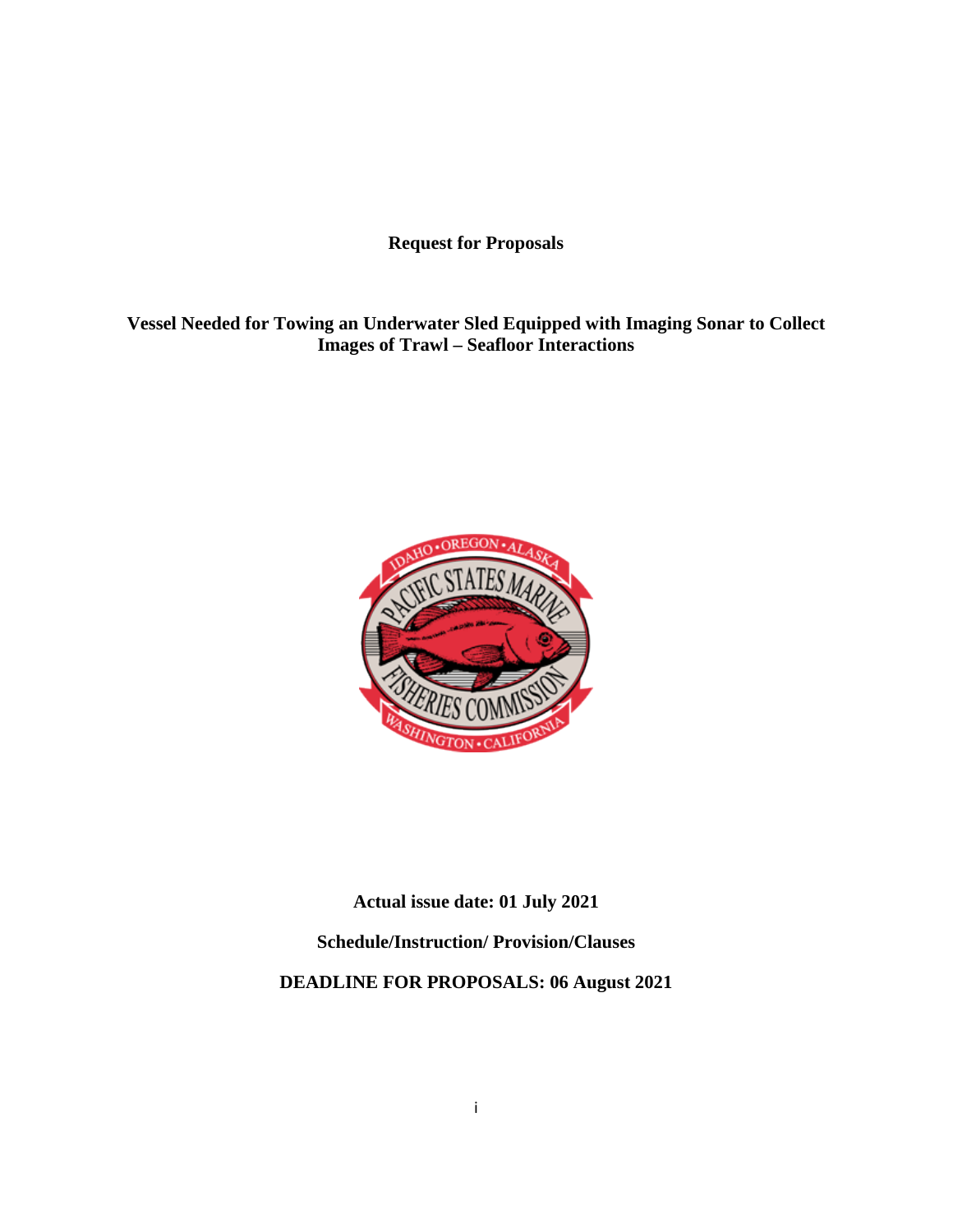**Request for Proposals**

**Vessel Needed for Towing an Underwater Sled Equipped with Imaging Sonar to Collect Images of Trawl – Seafloor Interactions**

**Actual issue date: 01 July 2021**

**Schedule/Instruction/ Provision/Clauses**

**DEADLINE FOR PROPOSALS: 06 August 2021**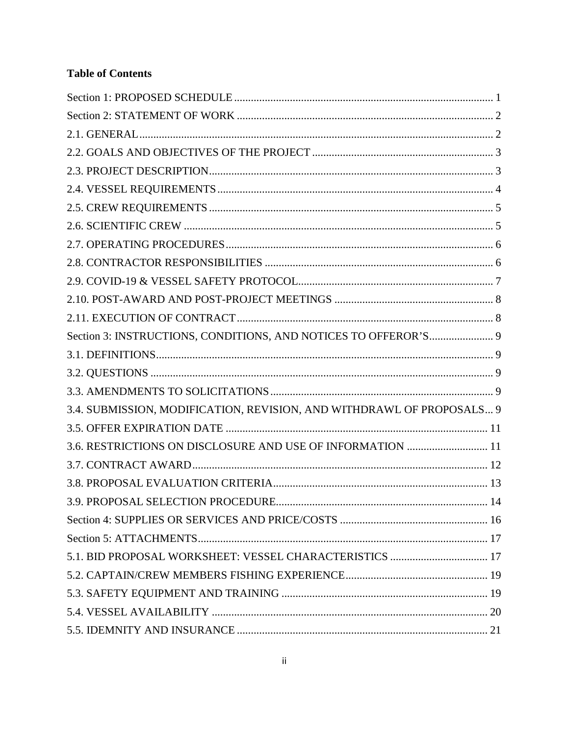**Table of Contents**

Section 1: PROPOSED SCHEDULE ..... 1
Section 2: STATEMENT OF WORK ..... 2
2.1. GENERAL ..... 2
2.2. GOALS AND OBJECTIVES OF THE PROJECT ..... 3
2.3. PROJECT DESCRIPTION ..... 3
2.4. VESSEL REQUIREMENTS ..... 4
2.5. CREW REQUIREMENTS ..... 5
2.6. SCIENTIFIC CREW ..... 5
2.7. OPERATING PROCEDURES ..... 6
2.8. CONTRACTOR RESPONSIBILITIES ..... 6
2.9. COVID-19 & VESSEL SAFETY PROTOCOL ..... 7
2.10. POST-AWARD AND POST-PROJECT MEETINGS ..... 8
2.11. EXECUTION OF CONTRACT ..... 8
Section 3: INSTRUCTIONS, CONDITIONS, AND NOTICES TO OFFEROR'S ..... 9
3.1. DEFINITIONS ..... 9
3.2. QUESTIONS ..... 9
3.3. AMENDMENTS TO SOLICITATIONS ..... 9
3.4. SUBMISSION, MODIFICATION, REVISION, AND WITHDRAWL OF PROPOSALS ..... 9
3.5. OFFER EXPIRATION DATE ..... 11
3.6. RESTRICTIONS ON DISCLOSURE AND USE OF INFORMATION ..... 11
3.7. CONTRACT AWARD ..... 12
3.8. PROPOSAL EVALUATION CRITERIA ..... 13
3.9. PROPOSAL SELECTION PROCEDURE ..... 14
Section 4: SUPPLIES OR SERVICES AND PRICE/COSTS ..... 16
Section 5: ATTACHMENTS ..... 17
5.1. BID PROPOSAL WORKSHEET: VESSEL CHARACTERISTICS ..... 17
5.2. CAPTAIN/CREW MEMBERS FISHING EXPERIENCE ..... 19
5.3. SAFETY EQUIPMENT AND TRAINING ..... 19
5.4. VESSEL AVAILABILITY ..... 20
5.5. IDEMNITY AND INSURANCE ..... 21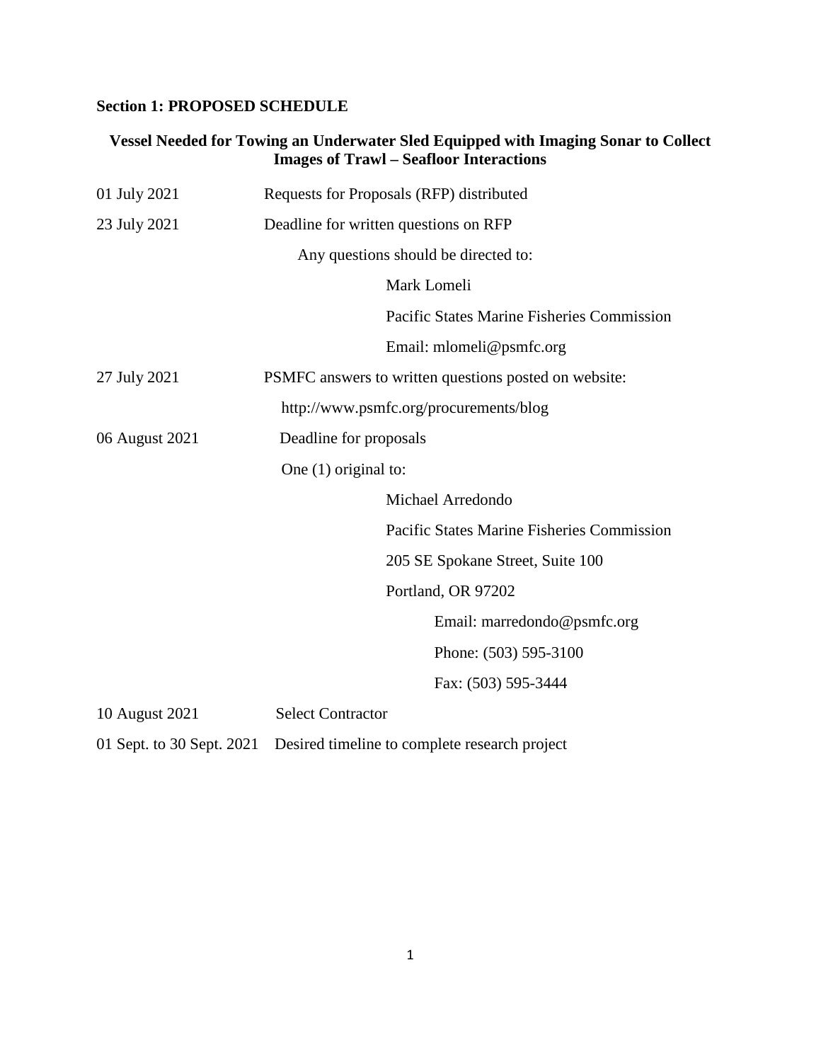**Section 1: PROPOSED SCHEDULE**

**Vessel Needed for Towing an Underwater Sled Equipped with Imaging Sonar to Collect Images of Trawl – Seafloor Interactions**

01 July 2021 — Requests for Proposals (RFP) distributed

23 July 2021 — Deadline for written questions on RFP

Any questions should be directed to:

Mark Lomeli
Pacific States Marine Fisheries Commission
Email: mlomeli@psmfc.org

27 July 2021 — PSMFC answers to written questions posted on website:

http://www.psmfc.org/procurements/blog

06 August 2021 — Deadline for proposals

One (1) original to:

Michael Arredondo
Pacific States Marine Fisheries Commission
205 SE Spokane Street, Suite 100
Portland, OR 97202
Email: marredondo@psmfc.org
Phone: (503) 595-3100
Fax: (503) 595-3444

10 August 2021 — Select Contractor

01 Sept. to 30 Sept. 2021 — Desired timeline to complete research project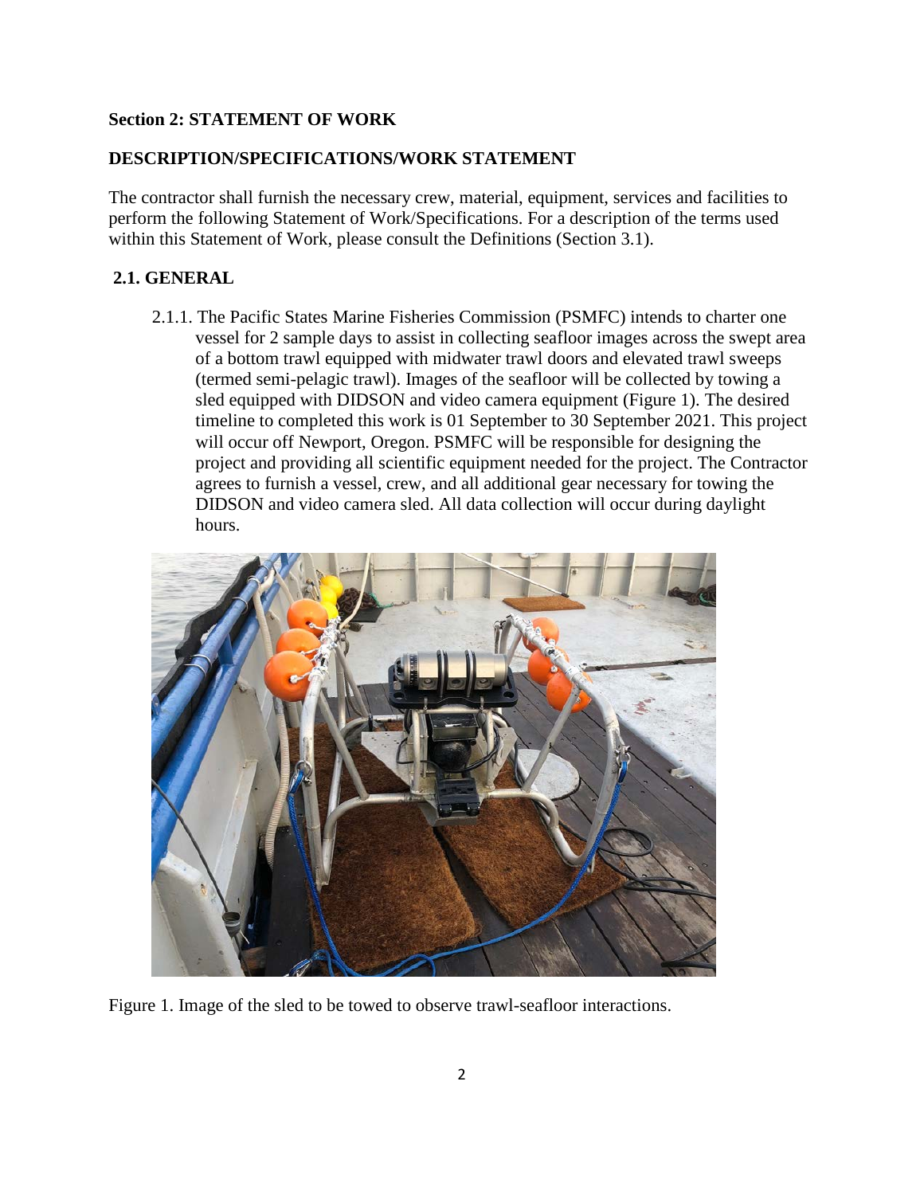**Section 2: STATEMENT OF WORK**

**DESCRIPTION/SPECIFICATIONS/WORK STATEMENT**

The contractor shall furnish the necessary crew, material, equipment, services and facilities to perform the following Statement of Work/Specifications. For a description of the terms used within this Statement of Work, please consult the Definitions (Section 3.1).

**2.1. GENERAL**

2.1.1. The Pacific States Marine Fisheries Commission (PSMFC) intends to charter one vessel for 2 sample days to assist in collecting seafloor images across the swept area of a bottom trawl equipped with midwater trawl doors and elevated trawl sweeps (termed semi-pelagic trawl). Images of the seafloor will be collected by towing a sled equipped with DIDSON and video camera equipment (Figure 1). The desired timeline to completed this work is 01 September to 30 September 2021. This project will occur off Newport, Oregon. PSMFC will be responsible for designing the project and providing all scientific equipment needed for the project. The Contractor agrees to furnish a vessel, crew, and all additional gear necessary for towing the DIDSON and video camera sled. All data collection will occur during daylight hours.

Figure 1. Image of the sled to be towed to observe trawl-seafloor interactions.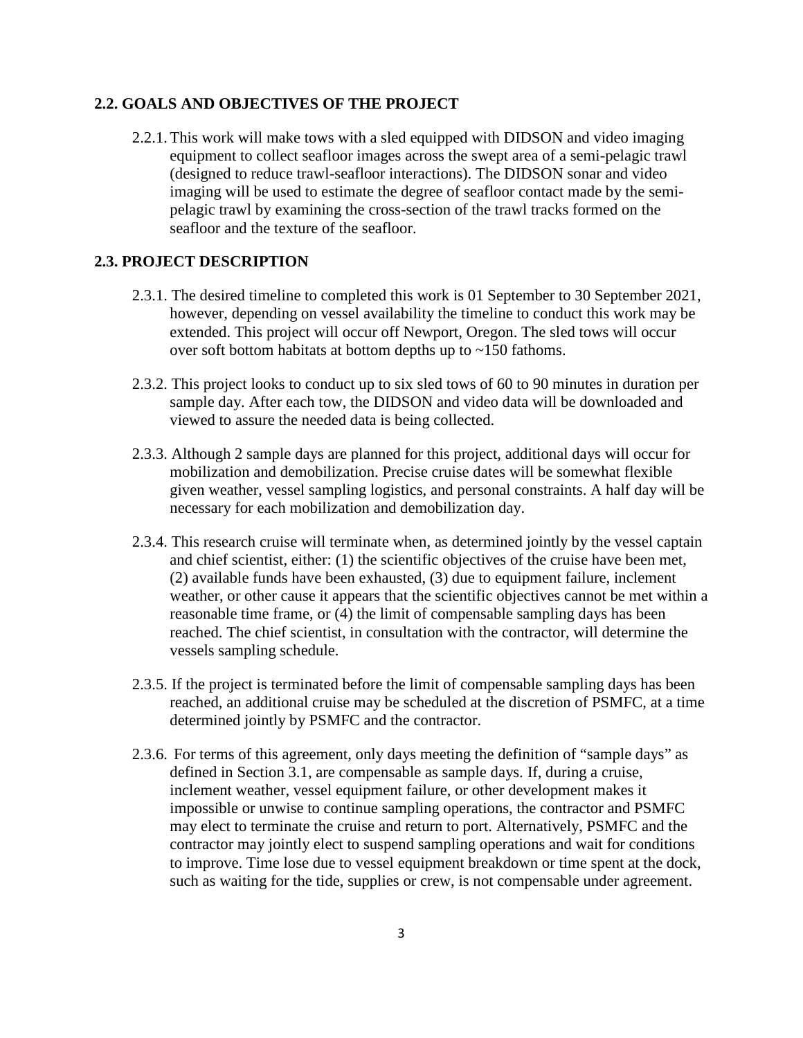## 2.2. GOALS AND OBJECTIVES OF THE PROJECT

2.2.1. This work will make tows with a sled equipped with DIDSON and video imaging equipment to collect seafloor images across the swept area of a semi-pelagic trawl (designed to reduce trawl-seafloor interactions). The DIDSON sonar and video imaging will be used to estimate the degree of seafloor contact made by the semi-pelagic trawl by examining the cross-section of the trawl tracks formed on the seafloor and the texture of the seafloor.

## 2.3. PROJECT DESCRIPTION

2.3.1. The desired timeline to completed this work is 01 September to 30 September 2021, however, depending on vessel availability the timeline to conduct this work may be extended. This project will occur off Newport, Oregon. The sled tows will occur over soft bottom habitats at bottom depths up to ~150 fathoms.

2.3.2. This project looks to conduct up to six sled tows of 60 to 90 minutes in duration per sample day. After each tow, the DIDSON and video data will be downloaded and viewed to assure the needed data is being collected.

2.3.3. Although 2 sample days are planned for this project, additional days will occur for mobilization and demobilization. Precise cruise dates will be somewhat flexible given weather, vessel sampling logistics, and personal constraints. A half day will be necessary for each mobilization and demobilization day.

2.3.4. This research cruise will terminate when, as determined jointly by the vessel captain and chief scientist, either: (1) the scientific objectives of the cruise have been met, (2) available funds have been exhausted, (3) due to equipment failure, inclement weather, or other cause it appears that the scientific objectives cannot be met within a reasonable time frame, or (4) the limit of compensable sampling days has been reached. The chief scientist, in consultation with the contractor, will determine the vessels sampling schedule.

2.3.5. If the project is terminated before the limit of compensable sampling days has been reached, an additional cruise may be scheduled at the discretion of PSMFC, at a time determined jointly by PSMFC and the contractor.

2.3.6. For terms of this agreement, only days meeting the definition of "sample days" as defined in Section 3.1, are compensable as sample days. If, during a cruise, inclement weather, vessel equipment failure, or other development makes it impossible or unwise to continue sampling operations, the contractor and PSMFC may elect to terminate the cruise and return to port. Alternatively, PSMFC and the contractor may jointly elect to suspend sampling operations and wait for conditions to improve. Time lose due to vessel equipment breakdown or time spent at the dock, such as waiting for the tide, supplies or crew, is not compensable under agreement.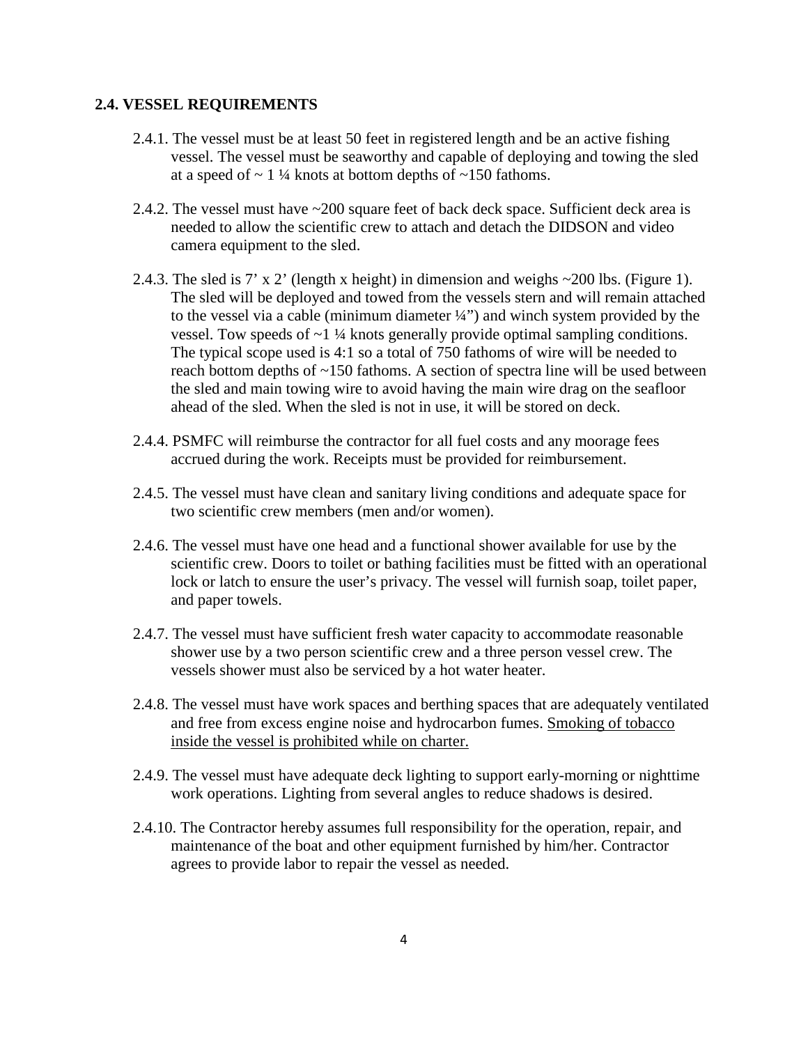### 2.4. VESSEL REQUIREMENTS

2.4.1. The vessel must be at least 50 feet in registered length and be an active fishing vessel. The vessel must be seaworthy and capable of deploying and towing the sled at a speed of ~ 1 ¼ knots at bottom depths of ~150 fathoms.

2.4.2. The vessel must have ~200 square feet of back deck space. Sufficient deck area is needed to allow the scientific crew to attach and detach the DIDSON and video camera equipment to the sled.

2.4.3. The sled is 7' x 2' (length x height) in dimension and weighs ~200 lbs. (Figure 1). The sled will be deployed and towed from the vessels stern and will remain attached to the vessel via a cable (minimum diameter ¼") and winch system provided by the vessel. Tow speeds of ~1 ¼ knots generally provide optimal sampling conditions. The typical scope used is 4:1 so a total of 750 fathoms of wire will be needed to reach bottom depths of ~150 fathoms. A section of spectra line will be used between the sled and main towing wire to avoid having the main wire drag on the seafloor ahead of the sled. When the sled is not in use, it will be stored on deck.

2.4.4. PSMFC will reimburse the contractor for all fuel costs and any moorage fees accrued during the work. Receipts must be provided for reimbursement.

2.4.5. The vessel must have clean and sanitary living conditions and adequate space for two scientific crew members (men and/or women).

2.4.6. The vessel must have one head and a functional shower available for use by the scientific crew. Doors to toilet or bathing facilities must be fitted with an operational lock or latch to ensure the user's privacy. The vessel will furnish soap, toilet paper, and paper towels.

2.4.7. The vessel must have sufficient fresh water capacity to accommodate reasonable shower use by a two person scientific crew and a three person vessel crew. The vessels shower must also be serviced by a hot water heater.

2.4.8. The vessel must have work spaces and berthing spaces that are adequately ventilated and free from excess engine noise and hydrocarbon fumes. <u>Smoking of tobacco inside the vessel is prohibited while on charter.</u>

2.4.9. The vessel must have adequate deck lighting to support early-morning or nighttime work operations. Lighting from several angles to reduce shadows is desired.

2.4.10. The Contractor hereby assumes full responsibility for the operation, repair, and maintenance of the boat and other equipment furnished by him/her. Contractor agrees to provide labor to repair the vessel as needed.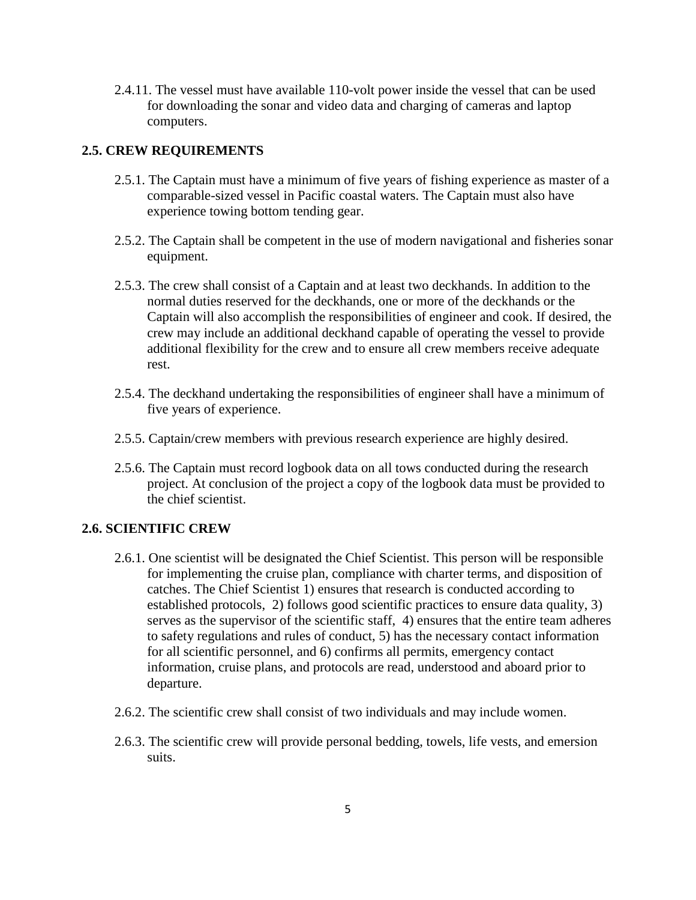2.4.11. The vessel must have available 110-volt power inside the vessel that can be used for downloading the sonar and video data and charging of cameras and laptop computers.

## 2.5. CREW REQUIREMENTS

2.5.1. The Captain must have a minimum of five years of fishing experience as master of a comparable-sized vessel in Pacific coastal waters. The Captain must also have experience towing bottom tending gear.

2.5.2. The Captain shall be competent in the use of modern navigational and fisheries sonar equipment.

2.5.3. The crew shall consist of a Captain and at least two deckhands. In addition to the normal duties reserved for the deckhands, one or more of the deckhands or the Captain will also accomplish the responsibilities of engineer and cook. If desired, the crew may include an additional deckhand capable of operating the vessel to provide additional flexibility for the crew and to ensure all crew members receive adequate rest.

2.5.4. The deckhand undertaking the responsibilities of engineer shall have a minimum of five years of experience.

2.5.5. Captain/crew members with previous research experience are highly desired.

2.5.6. The Captain must record logbook data on all tows conducted during the research project. At conclusion of the project a copy of the logbook data must be provided to the chief scientist.

## 2.6. SCIENTIFIC CREW

2.6.1. One scientist will be designated the Chief Scientist. This person will be responsible for implementing the cruise plan, compliance with charter terms, and disposition of catches. The Chief Scientist 1) ensures that research is conducted according to established protocols, 2) follows good scientific practices to ensure data quality, 3) serves as the supervisor of the scientific staff, 4) ensures that the entire team adheres to safety regulations and rules of conduct, 5) has the necessary contact information for all scientific personnel, and 6) confirms all permits, emergency contact information, cruise plans, and protocols are read, understood and aboard prior to departure.

2.6.2. The scientific crew shall consist of two individuals and may include women.

2.6.3. The scientific crew will provide personal bedding, towels, life vests, and emersion suits.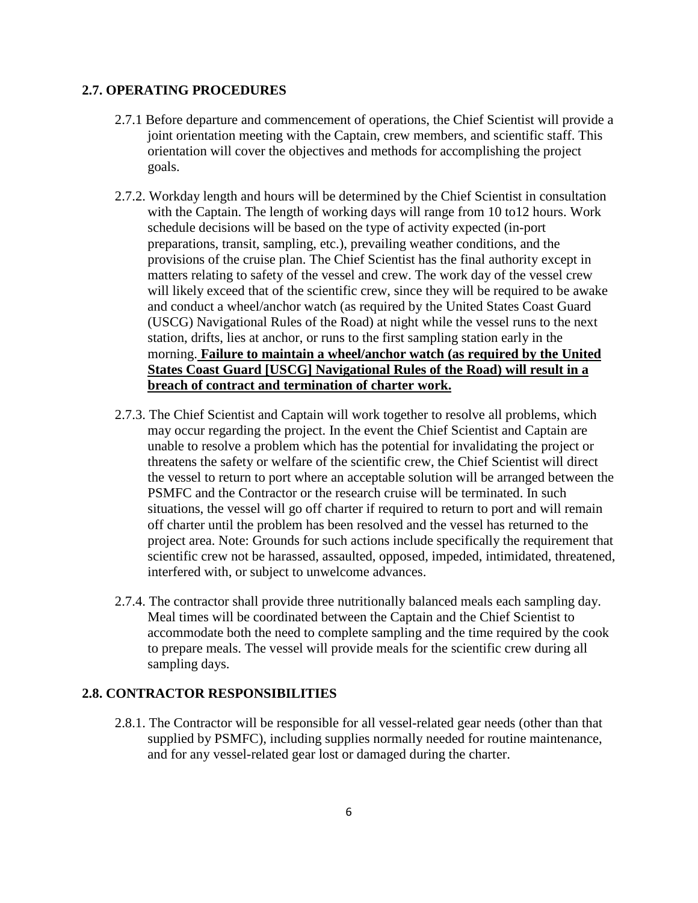### 2.7. OPERATING PROCEDURES

2.7.1 Before departure and commencement of operations, the Chief Scientist will provide a joint orientation meeting with the Captain, crew members, and scientific staff. This orientation will cover the objectives and methods for accomplishing the project goals.

2.7.2. Workday length and hours will be determined by the Chief Scientist in consultation with the Captain. The length of working days will range from 10 to12 hours. Work schedule decisions will be based on the type of activity expected (in-port preparations, transit, sampling, etc.), prevailing weather conditions, and the provisions of the cruise plan. The Chief Scientist has the final authority except in matters relating to safety of the vessel and crew. The work day of the vessel crew will likely exceed that of the scientific crew, since they will be required to be awake and conduct a wheel/anchor watch (as required by the United States Coast Guard (USCG) Navigational Rules of the Road) at night while the vessel runs to the next station, drifts, lies at anchor, or runs to the first sampling station early in the morning. **Failure to maintain a wheel/anchor watch (as required by the United States Coast Guard [USCG] Navigational Rules of the Road) will result in a breach of contract and termination of charter work.**

2.7.3. The Chief Scientist and Captain will work together to resolve all problems, which may occur regarding the project. In the event the Chief Scientist and Captain are unable to resolve a problem which has the potential for invalidating the project or threatens the safety or welfare of the scientific crew, the Chief Scientist will direct the vessel to return to port where an acceptable solution will be arranged between the PSMFC and the Contractor or the research cruise will be terminated. In such situations, the vessel will go off charter if required to return to port and will remain off charter until the problem has been resolved and the vessel has returned to the project area. Note: Grounds for such actions include specifically the requirement that scientific crew not be harassed, assaulted, opposed, impeded, intimidated, threatened, interfered with, or subject to unwelcome advances.

2.7.4. The contractor shall provide three nutritionally balanced meals each sampling day. Meal times will be coordinated between the Captain and the Chief Scientist to accommodate both the need to complete sampling and the time required by the cook to prepare meals. The vessel will provide meals for the scientific crew during all sampling days.

### 2.8. CONTRACTOR RESPONSIBILITIES

2.8.1. The Contractor will be responsible for all vessel-related gear needs (other than that supplied by PSMFC), including supplies normally needed for routine maintenance, and for any vessel-related gear lost or damaged during the charter.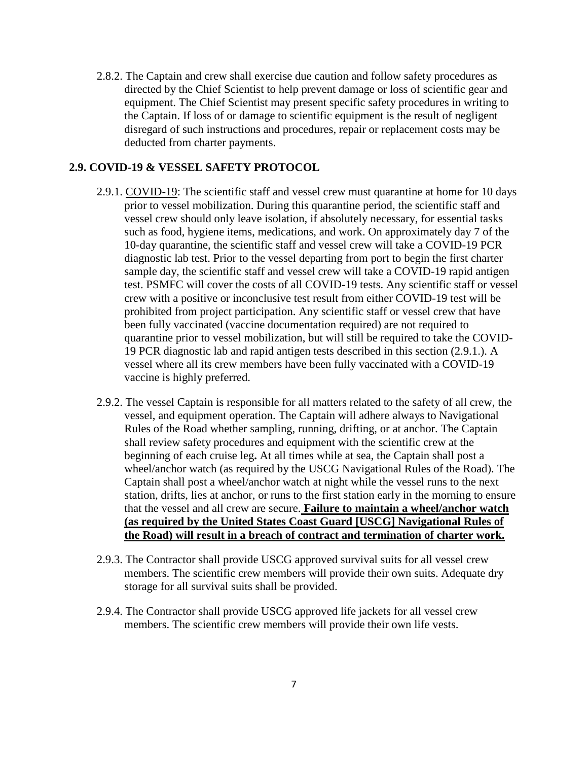2.8.2. The Captain and crew shall exercise due caution and follow safety procedures as directed by the Chief Scientist to help prevent damage or loss of scientific gear and equipment. The Chief Scientist may present specific safety procedures in writing to the Captain. If loss of or damage to scientific equipment is the result of negligent disregard of such instructions and procedures, repair or replacement costs may be deducted from charter payments.

### 2.9. COVID-19 & VESSEL SAFETY PROTOCOL

2.9.1. COVID-19: The scientific staff and vessel crew must quarantine at home for 10 days prior to vessel mobilization. During this quarantine period, the scientific staff and vessel crew should only leave isolation, if absolutely necessary, for essential tasks such as food, hygiene items, medications, and work. On approximately day 7 of the 10-day quarantine, the scientific staff and vessel crew will take a COVID-19 PCR diagnostic lab test. Prior to the vessel departing from port to begin the first charter sample day, the scientific staff and vessel crew will take a COVID-19 rapid antigen test. PSMFC will cover the costs of all COVID-19 tests. Any scientific staff or vessel crew with a positive or inconclusive test result from either COVID-19 test will be prohibited from project participation. Any scientific staff or vessel crew that have been fully vaccinated (vaccine documentation required) are not required to quarantine prior to vessel mobilization, but will still be required to take the COVID-19 PCR diagnostic lab and rapid antigen tests described in this section (2.9.1.). A vessel where all its crew members have been fully vaccinated with a COVID-19 vaccine is highly preferred.

2.9.2. The vessel Captain is responsible for all matters related to the safety of all crew, the vessel, and equipment operation. The Captain will adhere always to Navigational Rules of the Road whether sampling, running, drifting, or at anchor. The Captain shall review safety procedures and equipment with the scientific crew at the beginning of each cruise leg**.** At all times while at sea, the Captain shall post a wheel/anchor watch (as required by the USCG Navigational Rules of the Road). The Captain shall post a wheel/anchor watch at night while the vessel runs to the next station, drifts, lies at anchor, or runs to the first station early in the morning to ensure that the vessel and all crew are secure. **Failure to maintain a wheel/anchor watch (as required by the United States Coast Guard [USCG] Navigational Rules of the Road) will result in a breach of contract and termination of charter work.**

2.9.3. The Contractor shall provide USCG approved survival suits for all vessel crew members. The scientific crew members will provide their own suits. Adequate dry storage for all survival suits shall be provided.

2.9.4. The Contractor shall provide USCG approved life jackets for all vessel crew members. The scientific crew members will provide their own life vests.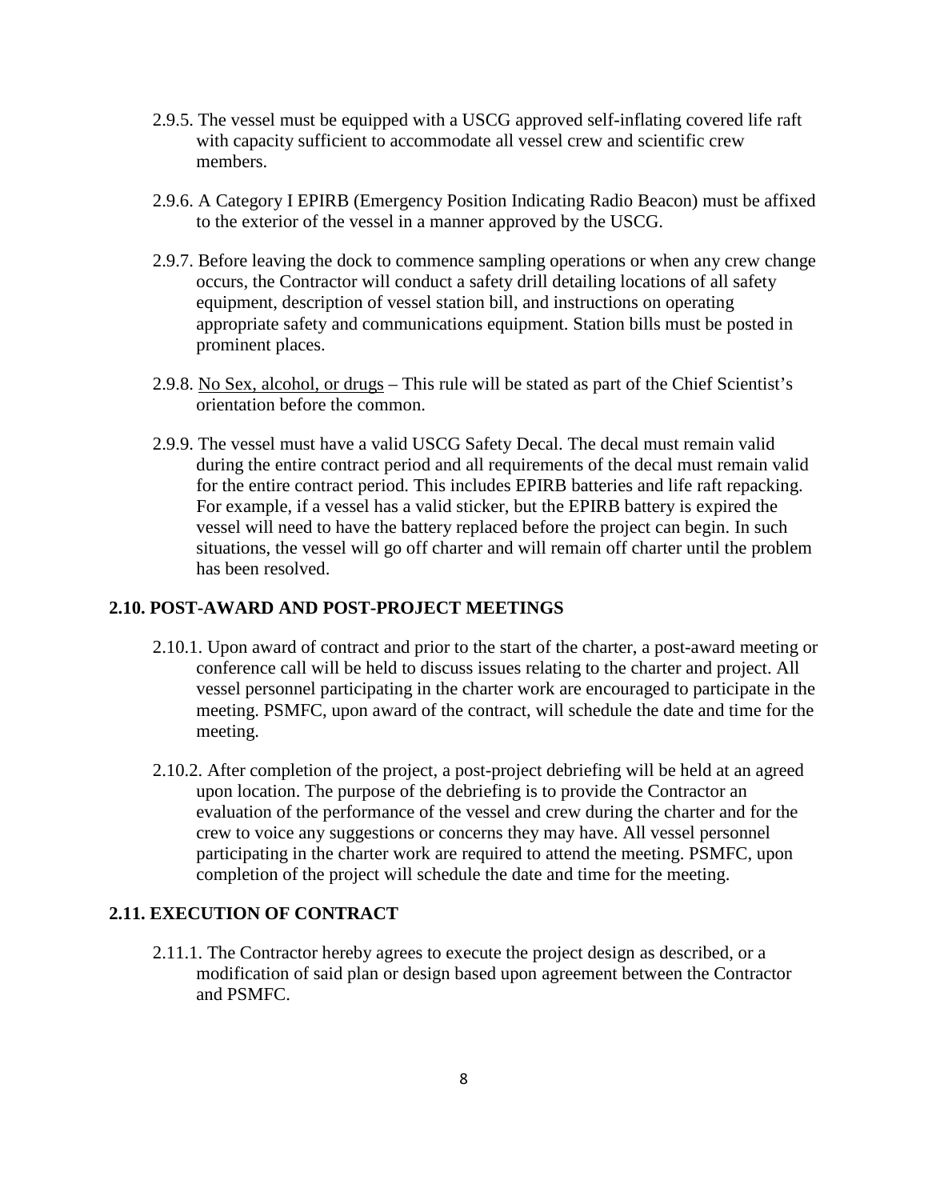2.9.5. The vessel must be equipped with a USCG approved self-inflating covered life raft with capacity sufficient to accommodate all vessel crew and scientific crew members.

2.9.6. A Category I EPIRB (Emergency Position Indicating Radio Beacon) must be affixed to the exterior of the vessel in a manner approved by the USCG.

2.9.7. Before leaving the dock to commence sampling operations or when any crew change occurs, the Contractor will conduct a safety drill detailing locations of all safety equipment, description of vessel station bill, and instructions on operating appropriate safety and communications equipment. Station bills must be posted in prominent places.

2.9.8. <u>No Sex, alcohol, or drugs</u> – This rule will be stated as part of the Chief Scientist's orientation before the common.

2.9.9. The vessel must have a valid USCG Safety Decal. The decal must remain valid during the entire contract period and all requirements of the decal must remain valid for the entire contract period. This includes EPIRB batteries and life raft repacking. For example, if a vessel has a valid sticker, but the EPIRB battery is expired the vessel will need to have the battery replaced before the project can begin. In such situations, the vessel will go off charter and will remain off charter until the problem has been resolved.

## 2.10. POST-AWARD AND POST-PROJECT MEETINGS

2.10.1. Upon award of contract and prior to the start of the charter, a post-award meeting or conference call will be held to discuss issues relating to the charter and project. All vessel personnel participating in the charter work are encouraged to participate in the meeting. PSMFC, upon award of the contract, will schedule the date and time for the meeting.

2.10.2. After completion of the project, a post-project debriefing will be held at an agreed upon location. The purpose of the debriefing is to provide the Contractor an evaluation of the performance of the vessel and crew during the charter and for the crew to voice any suggestions or concerns they may have. All vessel personnel participating in the charter work are required to attend the meeting. PSMFC, upon completion of the project will schedule the date and time for the meeting.

## 2.11. EXECUTION OF CONTRACT

2.11.1. The Contractor hereby agrees to execute the project design as described, or a modification of said plan or design based upon agreement between the Contractor and PSMFC.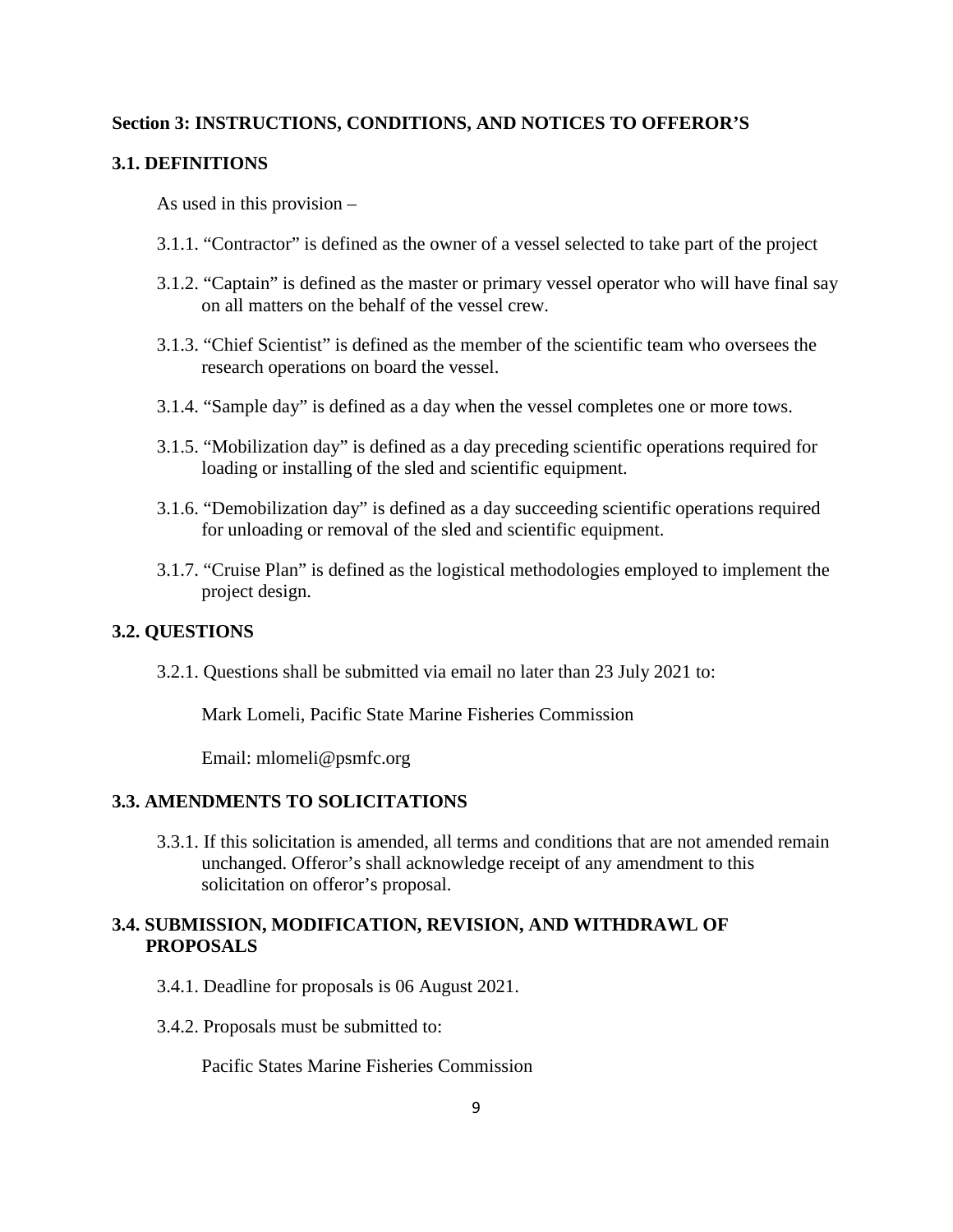## Section 3: INSTRUCTIONS, CONDITIONS, AND NOTICES TO OFFEROR'S

### 3.1. DEFINITIONS

As used in this provision –

3.1.1. "Contractor" is defined as the owner of a vessel selected to take part of the project

3.1.2. "Captain" is defined as the master or primary vessel operator who will have final say on all matters on the behalf of the vessel crew.

3.1.3. "Chief Scientist" is defined as the member of the scientific team who oversees the research operations on board the vessel.

3.1.4. "Sample day" is defined as a day when the vessel completes one or more tows.

3.1.5. "Mobilization day" is defined as a day preceding scientific operations required for loading or installing of the sled and scientific equipment.

3.1.6. "Demobilization day" is defined as a day succeeding scientific operations required for unloading or removal of the sled and scientific equipment.

3.1.7. "Cruise Plan" is defined as the logistical methodologies employed to implement the project design.

### 3.2. QUESTIONS

3.2.1. Questions shall be submitted via email no later than 23 July 2021 to:

Mark Lomeli, Pacific State Marine Fisheries Commission

Email: mlomeli@psmfc.org

### 3.3. AMENDMENTS TO SOLICITATIONS

3.3.1. If this solicitation is amended, all terms and conditions that are not amended remain unchanged. Offeror's shall acknowledge receipt of any amendment to this solicitation on offeror's proposal.

### 3.4. SUBMISSION, MODIFICATION, REVISION, AND WITHDRAWL OF PROPOSALS

3.4.1. Deadline for proposals is 06 August 2021.

3.4.2. Proposals must be submitted to:

Pacific States Marine Fisheries Commission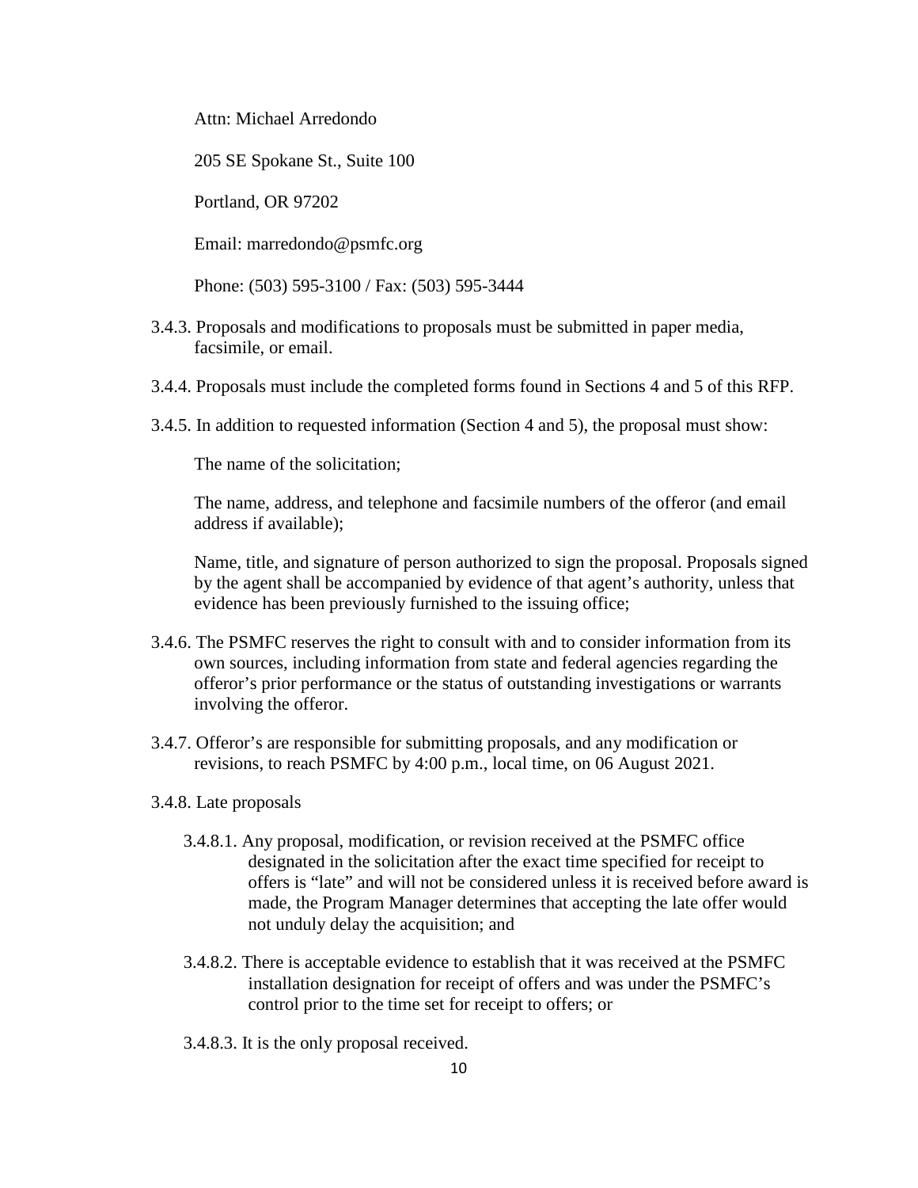Attn: Michael Arredondo

205 SE Spokane St., Suite 100

Portland, OR 97202

Email: marredondo@psmfc.org

Phone: (503) 595-3100 / Fax: (503) 595-3444

3.4.3. Proposals and modifications to proposals must be submitted in paper media, facsimile, or email.

3.4.4. Proposals must include the completed forms found in Sections 4 and 5 of this RFP.

3.4.5. In addition to requested information (Section 4 and 5), the proposal must show:

The name of the solicitation;

The name, address, and telephone and facsimile numbers of the offeror (and email address if available);

Name, title, and signature of person authorized to sign the proposal. Proposals signed by the agent shall be accompanied by evidence of that agent's authority, unless that evidence has been previously furnished to the issuing office;

3.4.6. The PSMFC reserves the right to consult with and to consider information from its own sources, including information from state and federal agencies regarding the offeror's prior performance or the status of outstanding investigations or warrants involving the offeror.

3.4.7. Offeror's are responsible for submitting proposals, and any modification or revisions, to reach PSMFC by 4:00 p.m., local time, on 06 August 2021.

3.4.8. Late proposals

3.4.8.1. Any proposal, modification, or revision received at the PSMFC office designated in the solicitation after the exact time specified for receipt to offers is "late" and will not be considered unless it is received before award is made, the Program Manager determines that accepting the late offer would not unduly delay the acquisition; and

3.4.8.2. There is acceptable evidence to establish that it was received at the PSMFC installation designation for receipt of offers and was under the PSMFC's control prior to the time set for receipt to offers; or

3.4.8.3. It is the only proposal received.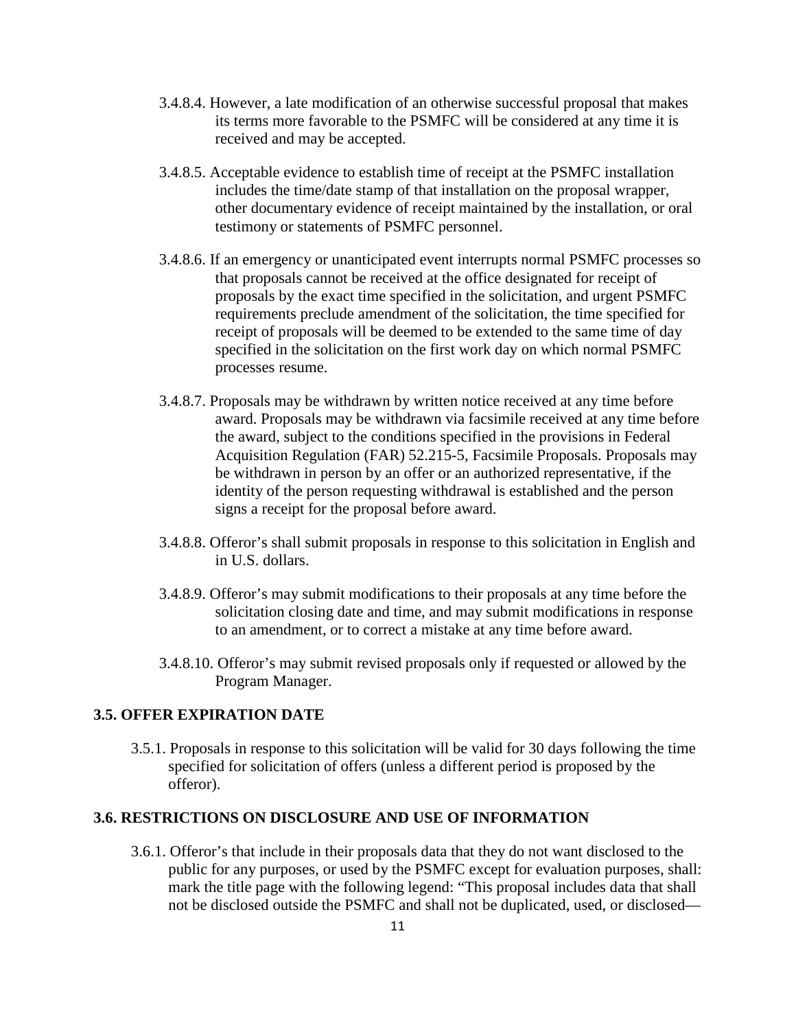3.4.8.4. However, a late modification of an otherwise successful proposal that makes its terms more favorable to the PSMFC will be considered at any time it is received and may be accepted.

3.4.8.5. Acceptable evidence to establish time of receipt at the PSMFC installation includes the time/date stamp of that installation on the proposal wrapper, other documentary evidence of receipt maintained by the installation, or oral testimony or statements of PSMFC personnel.

3.4.8.6. If an emergency or unanticipated event interrupts normal PSMFC processes so that proposals cannot be received at the office designated for receipt of proposals by the exact time specified in the solicitation, and urgent PSMFC requirements preclude amendment of the solicitation, the time specified for receipt of proposals will be deemed to be extended to the same time of day specified in the solicitation on the first work day on which normal PSMFC processes resume.

3.4.8.7. Proposals may be withdrawn by written notice received at any time before award. Proposals may be withdrawn via facsimile received at any time before the award, subject to the conditions specified in the provisions in Federal Acquisition Regulation (FAR) 52.215-5, Facsimile Proposals. Proposals may be withdrawn in person by an offer or an authorized representative, if the identity of the person requesting withdrawal is established and the person signs a receipt for the proposal before award.

3.4.8.8. Offeror's shall submit proposals in response to this solicitation in English and in U.S. dollars.

3.4.8.9. Offeror's may submit modifications to their proposals at any time before the solicitation closing date and time, and may submit modifications in response to an amendment, or to correct a mistake at any time before award.

3.4.8.10. Offeror's may submit revised proposals only if requested or allowed by the Program Manager.

### 3.5. OFFER EXPIRATION DATE

3.5.1. Proposals in response to this solicitation will be valid for 30 days following the time specified for solicitation of offers (unless a different period is proposed by the offeror).

### 3.6. RESTRICTIONS ON DISCLOSURE AND USE OF INFORMATION

3.6.1. Offeror's that include in their proposals data that they do not want disclosed to the public for any purposes, or used by the PSMFC except for evaluation purposes, shall: mark the title page with the following legend: "This proposal includes data that shall not be disclosed outside the PSMFC and shall not be duplicated, used, or disclosed—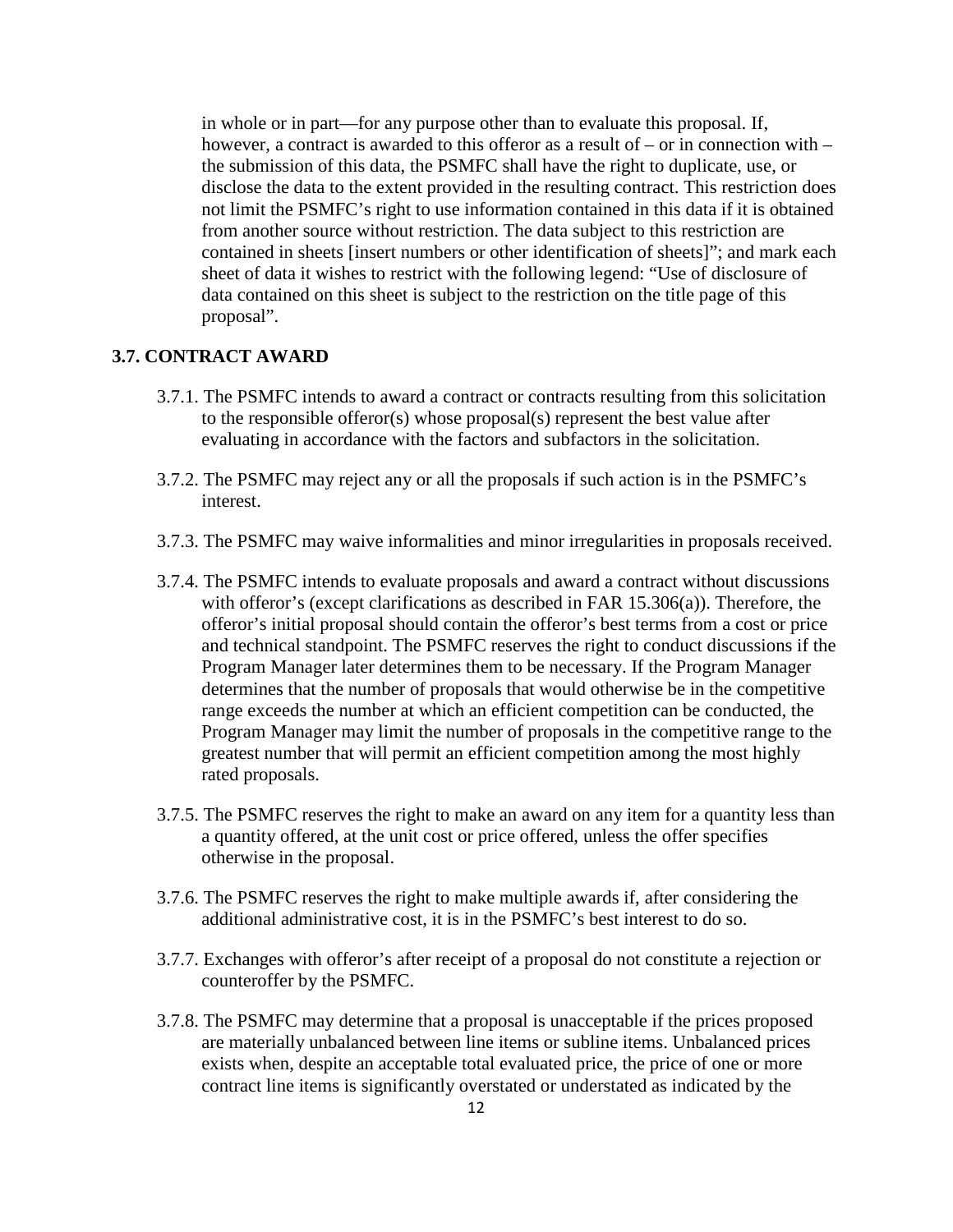in whole or in part—for any purpose other than to evaluate this proposal. If, however, a contract is awarded to this offeror as a result of – or in connection with – the submission of this data, the PSMFC shall have the right to duplicate, use, or disclose the data to the extent provided in the resulting contract. This restriction does not limit the PSMFC's right to use information contained in this data if it is obtained from another source without restriction. The data subject to this restriction are contained in sheets [insert numbers or other identification of sheets]"; and mark each sheet of data it wishes to restrict with the following legend: "Use of disclosure of data contained on this sheet is subject to the restriction on the title page of this proposal".

### 3.7. CONTRACT AWARD

3.7.1. The PSMFC intends to award a contract or contracts resulting from this solicitation to the responsible offeror(s) whose proposal(s) represent the best value after evaluating in accordance with the factors and subfactors in the solicitation.

3.7.2. The PSMFC may reject any or all the proposals if such action is in the PSMFC's interest.

3.7.3. The PSMFC may waive informalities and minor irregularities in proposals received.

3.7.4. The PSMFC intends to evaluate proposals and award a contract without discussions with offeror's (except clarifications as described in FAR 15.306(a)). Therefore, the offeror's initial proposal should contain the offeror's best terms from a cost or price and technical standpoint. The PSMFC reserves the right to conduct discussions if the Program Manager later determines them to be necessary. If the Program Manager determines that the number of proposals that would otherwise be in the competitive range exceeds the number at which an efficient competition can be conducted, the Program Manager may limit the number of proposals in the competitive range to the greatest number that will permit an efficient competition among the most highly rated proposals.

3.7.5. The PSMFC reserves the right to make an award on any item for a quantity less than a quantity offered, at the unit cost or price offered, unless the offer specifies otherwise in the proposal.

3.7.6. The PSMFC reserves the right to make multiple awards if, after considering the additional administrative cost, it is in the PSMFC's best interest to do so.

3.7.7. Exchanges with offeror's after receipt of a proposal do not constitute a rejection or counteroffer by the PSMFC.

3.7.8. The PSMFC may determine that a proposal is unacceptable if the prices proposed are materially unbalanced between line items or subline items. Unbalanced prices exists when, despite an acceptable total evaluated price, the price of one or more contract line items is significantly overstated or understated as indicated by the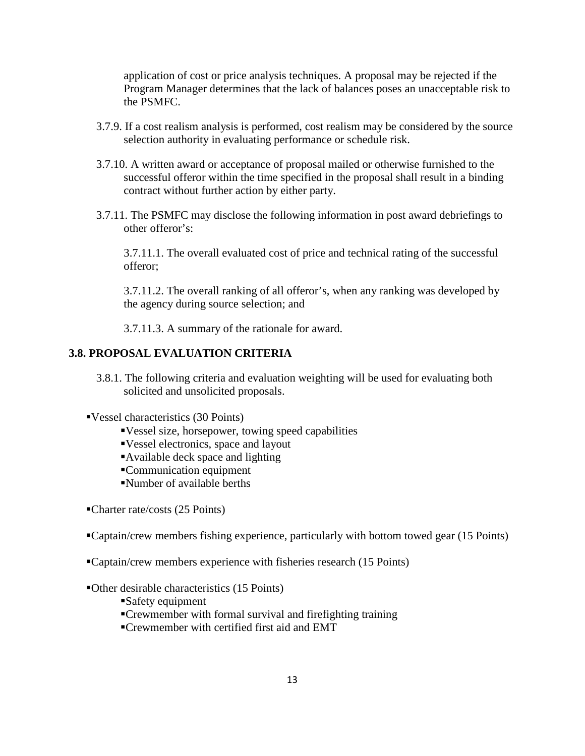application of cost or price analysis techniques. A proposal may be rejected if the Program Manager determines that the lack of balances poses an unacceptable risk to the PSMFC.

3.7.9. If a cost realism analysis is performed, cost realism may be considered by the source selection authority in evaluating performance or schedule risk.

3.7.10. A written award or acceptance of proposal mailed or otherwise furnished to the successful offeror within the time specified in the proposal shall result in a binding contract without further action by either party.

3.7.11. The PSMFC may disclose the following information in post award debriefings to other offeror's:

3.7.11.1. The overall evaluated cost of price and technical rating of the successful offeror;

3.7.11.2. The overall ranking of all offeror's, when any ranking was developed by the agency during source selection; and

3.7.11.3. A summary of the rationale for award.

## 3.8. PROPOSAL EVALUATION CRITERIA

3.8.1. The following criteria and evaluation weighting will be used for evaluating both solicited and unsolicited proposals.

- Vessel characteristics (30 Points)
  - Vessel size, horsepower, towing speed capabilities
  - Vessel electronics, space and layout
  - Available deck space and lighting
  - Communication equipment
  - Number of available berths
- Charter rate/costs (25 Points)
- Captain/crew members fishing experience, particularly with bottom towed gear (15 Points)
- Captain/crew members experience with fisheries research (15 Points)
- Other desirable characteristics (15 Points)
  - Safety equipment
  - Crewmember with formal survival and firefighting training
  - Crewmember with certified first aid and EMT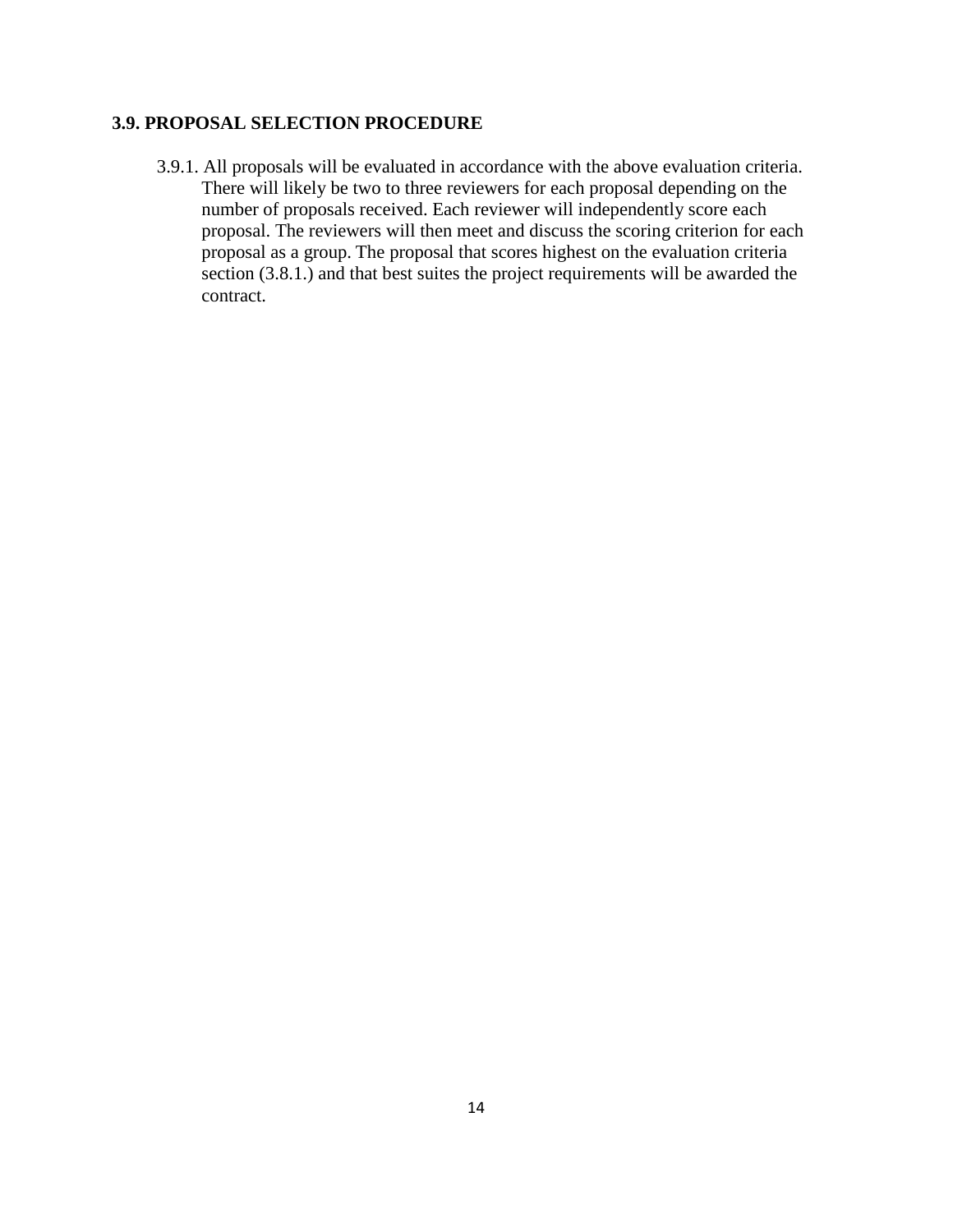### 3.9. PROPOSAL SELECTION PROCEDURE

3.9.1. All proposals will be evaluated in accordance with the above evaluation criteria. There will likely be two to three reviewers for each proposal depending on the number of proposals received. Each reviewer will independently score each proposal. The reviewers will then meet and discuss the scoring criterion for each proposal as a group. The proposal that scores highest on the evaluation criteria section (3.8.1.) and that best suites the project requirements will be awarded the contract.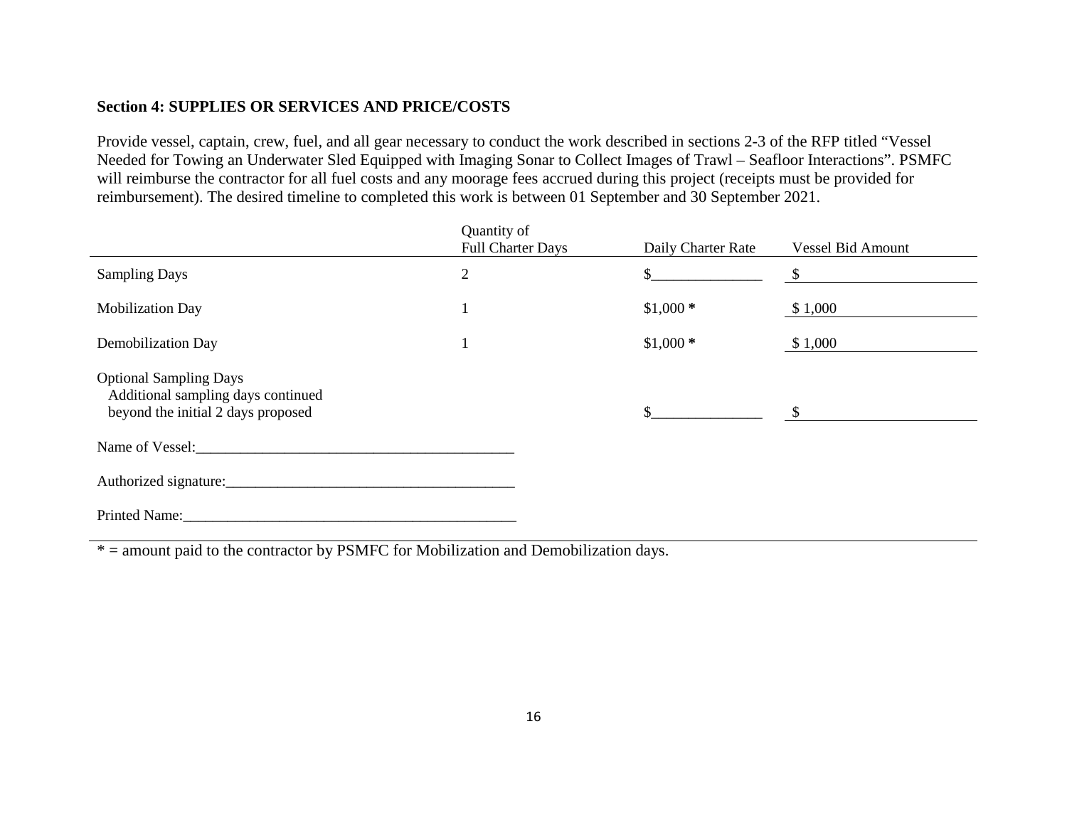**Section 4: SUPPLIES OR SERVICES AND PRICE/COSTS**

Provide vessel, captain, crew, fuel, and all gear necessary to conduct the work described in sections 2-3 of the RFP titled "Vessel Needed for Towing an Underwater Sled Equipped with Imaging Sonar to Collect Images of Trawl – Seafloor Interactions". PSMFC will reimburse the contractor for all fuel costs and any moorage fees accrued during this project (receipts must be provided for reimbursement). The desired timeline to completed this work is between 01 September and 30 September 2021.

| | Quantity of Full Charter Days | Daily Charter Rate | Vessel Bid Amount |
|---|---|---|---|
| Sampling Days | 2 | $_______________ | $ |
| Mobilization Day | 1 | $1,000 * | $ 1,000 |
| Demobilization Day | 1 | $1,000 * | $ 1,000 |
| Optional Sampling Days<br>Additional sampling days continued beyond the initial 2 days proposed | | $_______________ | $ |

Name of Vessel:_____________________________________________

Authorized signature:________________________________________

Printed Name:______________________________________________

* = amount paid to the contractor by PSMFC for Mobilization and Demobilization days.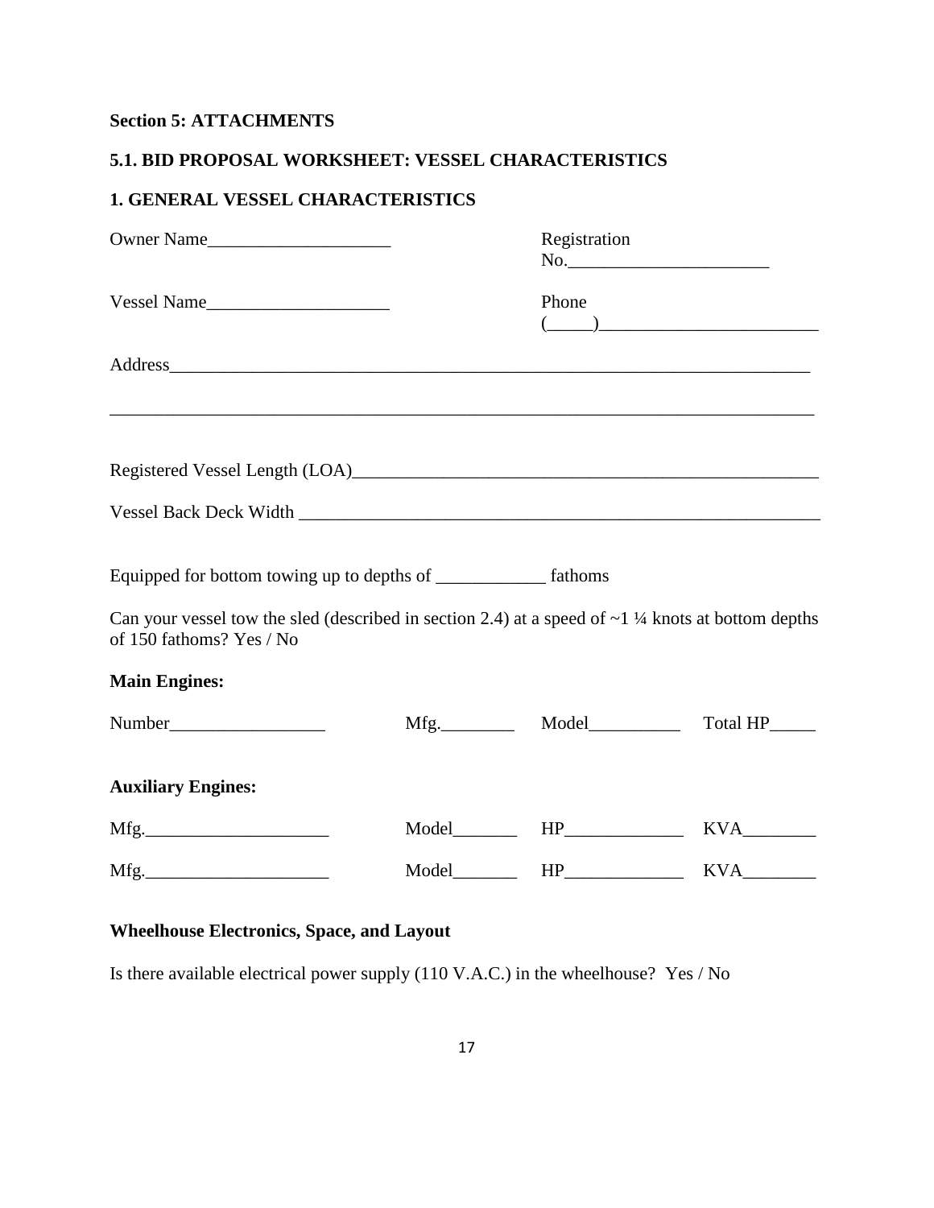**Section 5: ATTACHMENTS**

**5.1. BID PROPOSAL WORKSHEET: VESSEL CHARACTERISTICS**

**1. GENERAL VESSEL CHARACTERISTICS**

Owner Name____________________ Registration No.______________________

Vessel Name____________________ Phone (_____)________________________

Address_________________________________________________________________________

_______________________________________________________________________________

Registered Vessel Length (LOA)____________________________________________________

Vessel Back Deck Width __________________________________________________________

Equipped for bottom towing up to depths of ____________ fathoms

Can your vessel tow the sled (described in section 2.4) at a speed of ~1 ¼ knots at bottom depths of 150 fathoms? Yes / No

**Main Engines:**

Number_________________ Mfg.________ Model__________ Total HP_____

**Auxiliary Engines:**

Mfg.____________________ Model_______ HP_____________ KVA________

Mfg.____________________ Model_______ HP_____________ KVA________

**Wheelhouse Electronics, Space, and Layout**

Is there available electrical power supply (110 V.A.C.) in the wheelhouse? Yes / No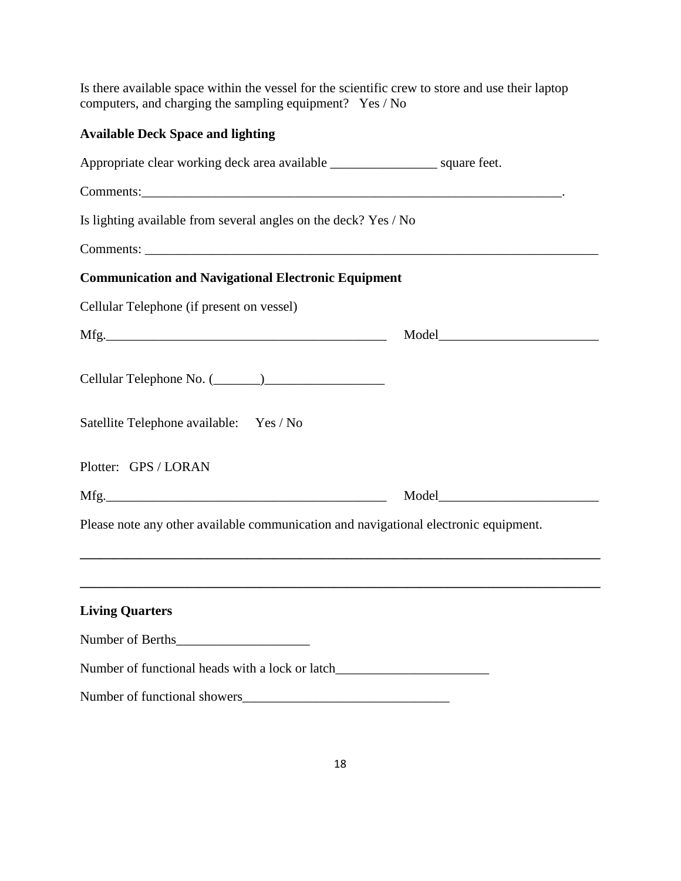Is there available space within the vessel for the scientific crew to store and use their laptop computers, and charging the sampling equipment? Yes / No

**Available Deck Space and lighting**

Appropriate clear working deck area available ________________ square feet.

Comments:_________________________________________________________________.

Is lighting available from several angles on the deck? Yes / No

Comments: _______________________________________________________________________

**Communication and Navigational Electronic Equipment**

Cellular Telephone (if present on vessel)

Mfg.__________________________________________ Model________________________

Cellular Telephone No. (_______)_________________

Satellite Telephone available: Yes / No

Plotter: GPS / LORAN

Mfg.__________________________________________ Model________________________

Please note any other available communication and navigational electronic equipment.

___________________________________________________________________________

___________________________________________________________________________

**Living Quarters**

Number of Berths____________________

Number of functional heads with a lock or latch_______________________

Number of functional showers______________________________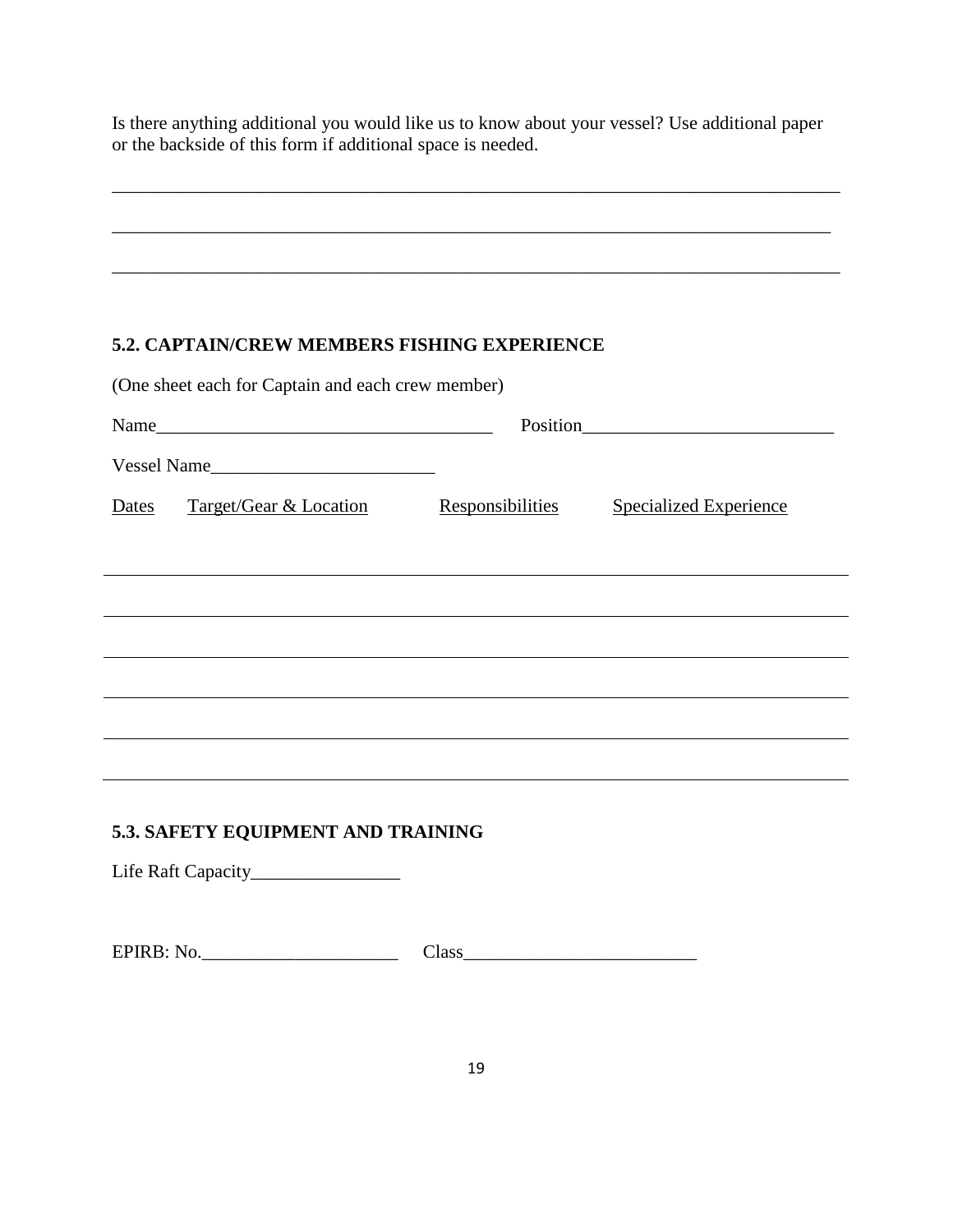Is there anything additional you would like us to know about your vessel? Use additional paper or the backside of this form if additional space is needed.

______________________________________________________________________________

______________________________________________________________________________

______________________________________________________________________________

### 5.2. CAPTAIN/CREW MEMBERS FISHING EXPERIENCE

(One sheet each for Captain and each crew member)

Name_________________________________ Position__________________________

Vessel Name_______________________

| Dates | Target/Gear & Location | Responsibilities | Specialized Experience |
|---|---|---|---|
| | | | |
| | | | |
| | | | |
| | | | |
| | | | |
| | | | |

### 5.3. SAFETY EQUIPMENT AND TRAINING

Life Raft Capacity_______________

EPIRB: No.____________________ Class_______________________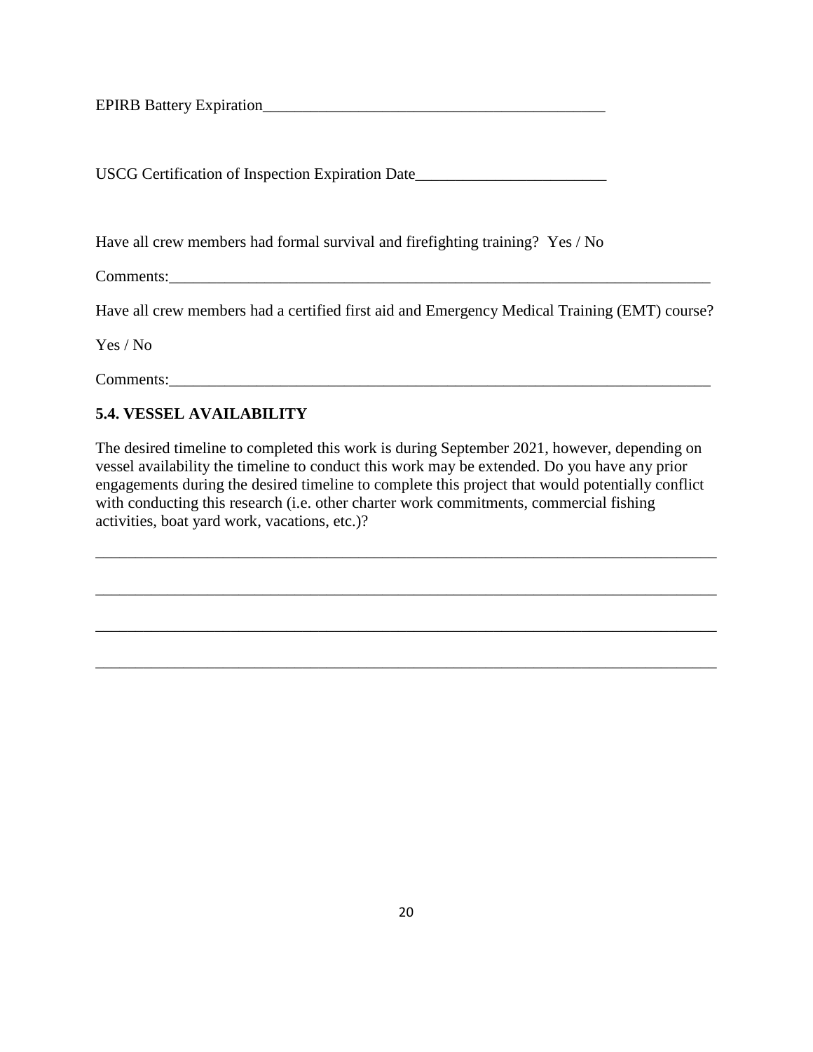EPIRB Battery Expiration____________________________________________

USCG Certification of Inspection Expiration Date________________________

Have all crew members had formal survival and firefighting training?  Yes / No

Comments:______________________________________________________________________

Have all crew members had a certified first aid and Emergency Medical Training (EMT) course?

Yes / No

Comments:______________________________________________________________________

### 5.4. VESSEL AVAILABILITY

The desired timeline to completed this work is during September 2021, however, depending on vessel availability the timeline to conduct this work may be extended. Do you have any prior engagements during the desired timeline to complete this project that would potentially conflict with conducting this research (i.e. other charter work commitments, commercial fishing activities, boat yard work, vacations, etc.)?

________________________________________________________________________________

________________________________________________________________________________

________________________________________________________________________________

________________________________________________________________________________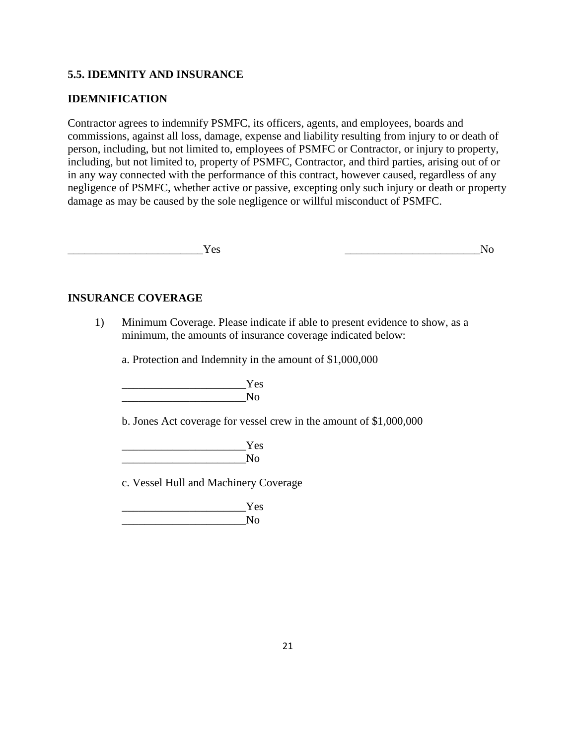**5.5. IDEMNITY AND INSURANCE**

**IDEMNIFICATION**

Contractor agrees to indemnify PSMFC, its officers, agents, and employees, boards and commissions, against all loss, damage, expense and liability resulting from injury to or death of person, including, but not limited to, employees of PSMFC or Contractor, or injury to property, including, but not limited to, property of PSMFC, Contractor, and third parties, arising out of or in any way connected with the performance of this contract, however caused, regardless of any negligence of PSMFC, whether active or passive, excepting only such injury or death or property damage as may be caused by the sole negligence or willful misconduct of PSMFC.

________________________Yes                                        ________________________No

**INSURANCE COVERAGE**

1) Minimum Coverage. Please indicate if able to present evidence to show, as a minimum, the amounts of insurance coverage indicated below:

   a. Protection and Indemnity in the amount of $1,000,000

   ______________________Yes
   ______________________No

   b. Jones Act coverage for vessel crew in the amount of $1,000,000

   ______________________Yes
   ______________________No

   c. Vessel Hull and Machinery Coverage

   ______________________Yes
   ______________________No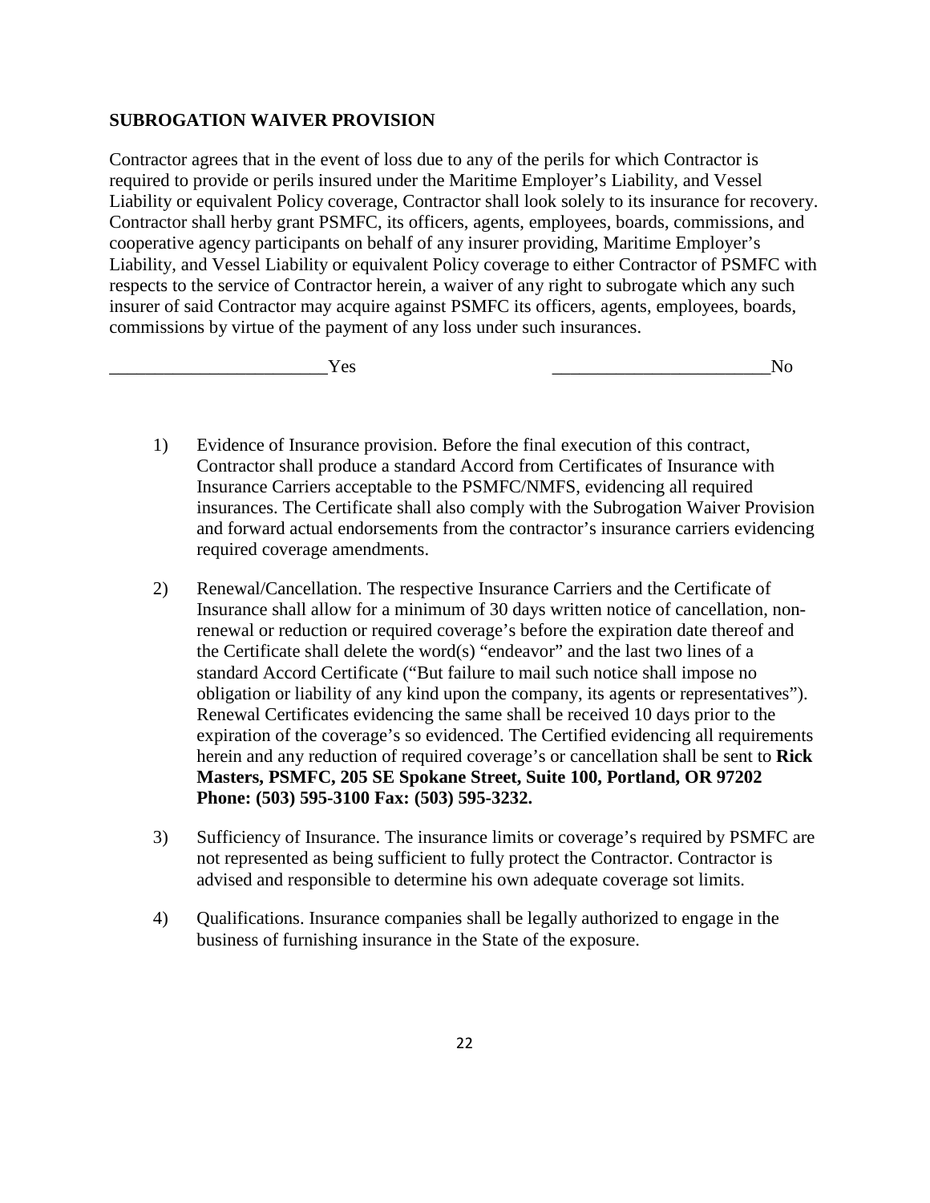**SUBROGATION WAIVER PROVISION**

Contractor agrees that in the event of loss due to any of the perils for which Contractor is required to provide or perils insured under the Maritime Employer's Liability, and Vessel Liability or equivalent Policy coverage, Contractor shall look solely to its insurance for recovery. Contractor shall herby grant PSMFC, its officers, agents, employees, boards, commissions, and cooperative agency participants on behalf of any insurer providing, Maritime Employer's Liability, and Vessel Liability or equivalent Policy coverage to either Contractor of PSMFC with respects to the service of Contractor herein, a waiver of any right to subrogate which any such insurer of said Contractor may acquire against PSMFC its officers, agents, employees, boards, commissions by virtue of the payment of any loss under such insurances.

________________________Yes ________________________No

1) Evidence of Insurance provision. Before the final execution of this contract, Contractor shall produce a standard Accord from Certificates of Insurance with Insurance Carriers acceptable to the PSMFC/NMFS, evidencing all required insurances. The Certificate shall also comply with the Subrogation Waiver Provision and forward actual endorsements from the contractor's insurance carriers evidencing required coverage amendments.

2) Renewal/Cancellation. The respective Insurance Carriers and the Certificate of Insurance shall allow for a minimum of 30 days written notice of cancellation, non-renewal or reduction or required coverage's before the expiration date thereof and the Certificate shall delete the word(s) "endeavor" and the last two lines of a standard Accord Certificate ("But failure to mail such notice shall impose no obligation or liability of any kind upon the company, its agents or representatives"). Renewal Certificates evidencing the same shall be received 10 days prior to the expiration of the coverage's so evidenced. The Certified evidencing all requirements herein and any reduction of required coverage's or cancellation shall be sent to **Rick Masters, PSMFC, 205 SE Spokane Street, Suite 100, Portland, OR 97202 Phone: (503) 595-3100 Fax: (503) 595-3232.**

3) Sufficiency of Insurance. The insurance limits or coverage's required by PSMFC are not represented as being sufficient to fully protect the Contractor. Contractor is advised and responsible to determine his own adequate coverage sot limits.

4) Qualifications. Insurance companies shall be legally authorized to engage in the business of furnishing insurance in the State of the exposure.